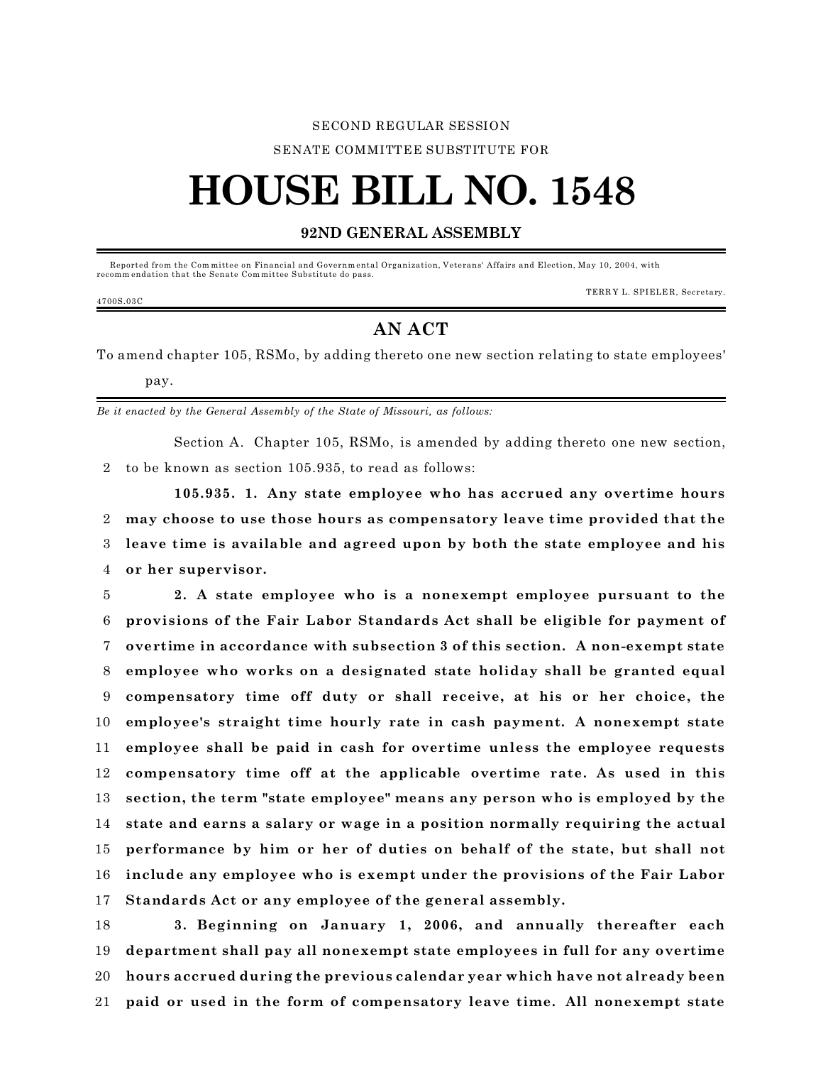SECOND REGULAR SESSION

SENATE COMMITTEE SUBSTITUTE FOR

# HOUSE BILL NO. 1548

## 92ND GENERAL ASSEMBLY

Reported from the Committee on Financial and Governmental Organization, Veterans' Affairs and Election, May 10, 2004, with recommendation that the Senate Committee Substitute do pass.

TERRY L. SPIELER, Secretary.

4700S.03C

## AN ACT

To amend chapter 105, RSMo, by adding thereto one new section relating to state employees' pay.

*Be it enacted by the General Assembly of the State of Missouri, as follows:*

Section A. Chapter 105, RSMo, is amended by adding thereto one new section,
2 to be known as section 105.935, to read as follows:

**105.935. 1. Any state employee who has accrued any overtime hours**
2 **may choose to use those hours as compensatory leave time provided that the**
3 **leave time is available and agreed upon by both the state employee and his**
4 **or her supervisor.**

5 **2. A state employee who is a nonexempt employee pursuant to the**
6 **provisions of the Fair Labor Standards Act shall be eligible for payment of**
7 **overtime in accordance with subsection 3 of this section. A non-exempt state**
8 **employee who works on a designated state holiday shall be granted equal**
9 **compensatory time off duty or shall receive, at his or her choice, the**
10 **employee's straight time hourly rate in cash payment. A nonexempt state**
11 **employee shall be paid in cash for overtime unless the employee requests**
12 **compensatory time off at the applicable overtime rate. As used in this**
13 **section, the term "state employee" means any person who is employed by the**
14 **state and earns a salary or wage in a position normally requiring the actual**
15 **performance by him or her of duties on behalf of the state, but shall not**
16 **include any employee who is exempt under the provisions of the Fair Labor**
17 **Standards Act or any employee of the general assembly.**

18 **3. Beginning on January 1, 2006, and annually thereafter each**
19 **department shall pay all nonexempt state employees in full for any overtime**
20 **hours accrued during the previous calendar year which have not already been**
21 **paid or used in the form of compensatory leave time. All nonexempt state**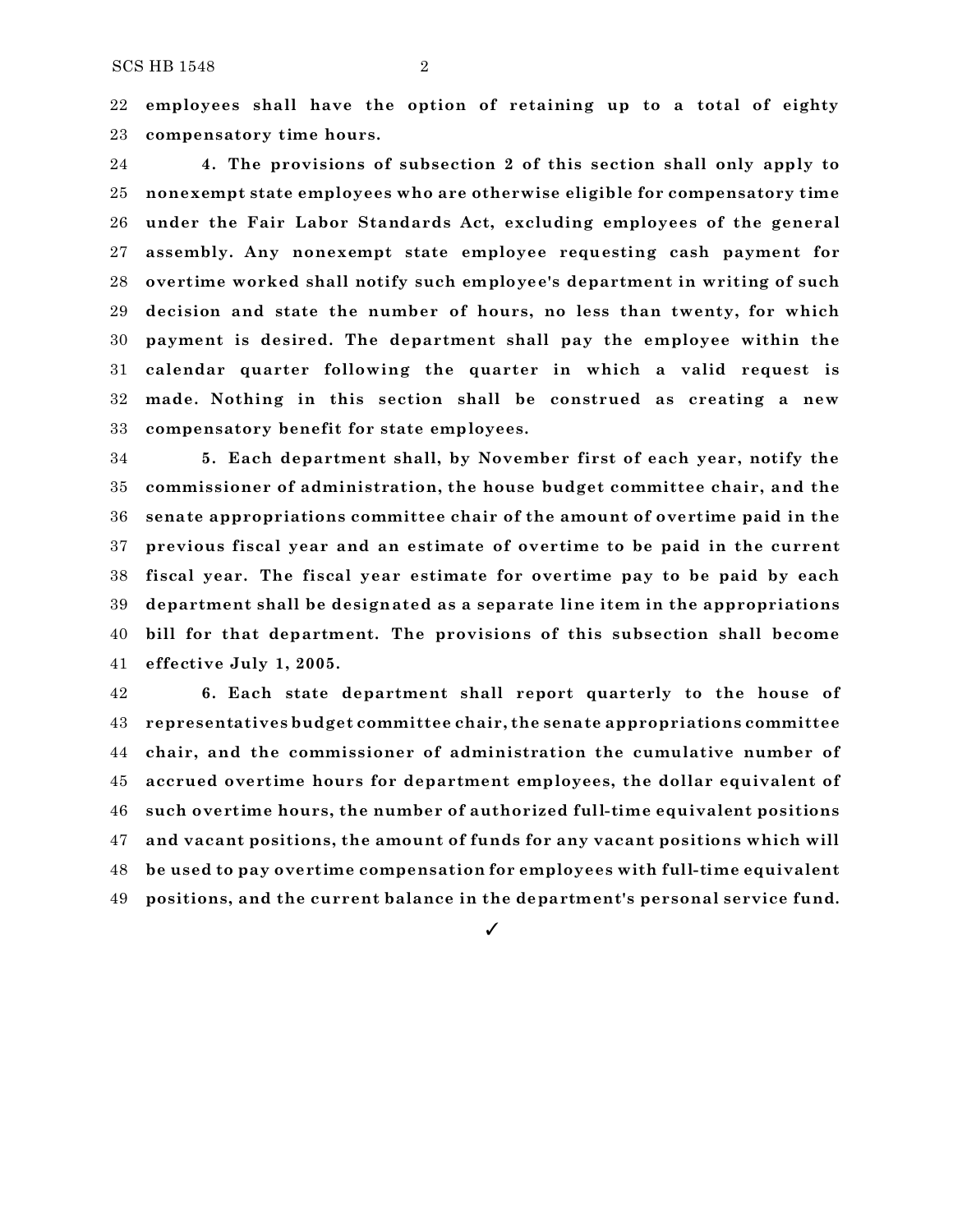**employees shall have the option of retaining up to a total of eighty compensatory time hours.**

**4. The provisions of subsection 2 of this section shall only apply to nonexempt state employees who are otherwise eligible for compensatory time under the Fair Labor Standards Act, excluding employees of the general assembly. Any nonexempt state employee requesting cash payment for overtime worked shall notify such employee's department in writing of such decision and state the number of hours, no less than twenty, for which payment is desired. The department shall pay the employee within the calendar quarter following the quarter in which a valid request is made. Nothing in this section shall be construed as creating a new compensatory benefit for state employees.**

**5. Each department shall, by November first of each year, notify the commissioner of administration, the house budget committee chair, and the senate appropriations committee chair of the amount of overtime paid in the previous fiscal year and an estimate of overtime to be paid in the current fiscal year. The fiscal year estimate for overtime pay to be paid by each department shall be designated as a separate line item in the appropriations bill for that department. The provisions of this subsection shall become effective July 1, 2005.**

**6. Each state department shall report quarterly to the house of representatives budget committee chair, the senate appropriations committee chair, and the commissioner of administration the cumulative number of accrued overtime hours for department employees, the dollar equivalent of such overtime hours, the number of authorized full-time equivalent positions and vacant positions, the amount of funds for any vacant positions which will be used to pay overtime compensation for employees with full-time equivalent positions, and the current balance in the department's personal service fund.**

✓